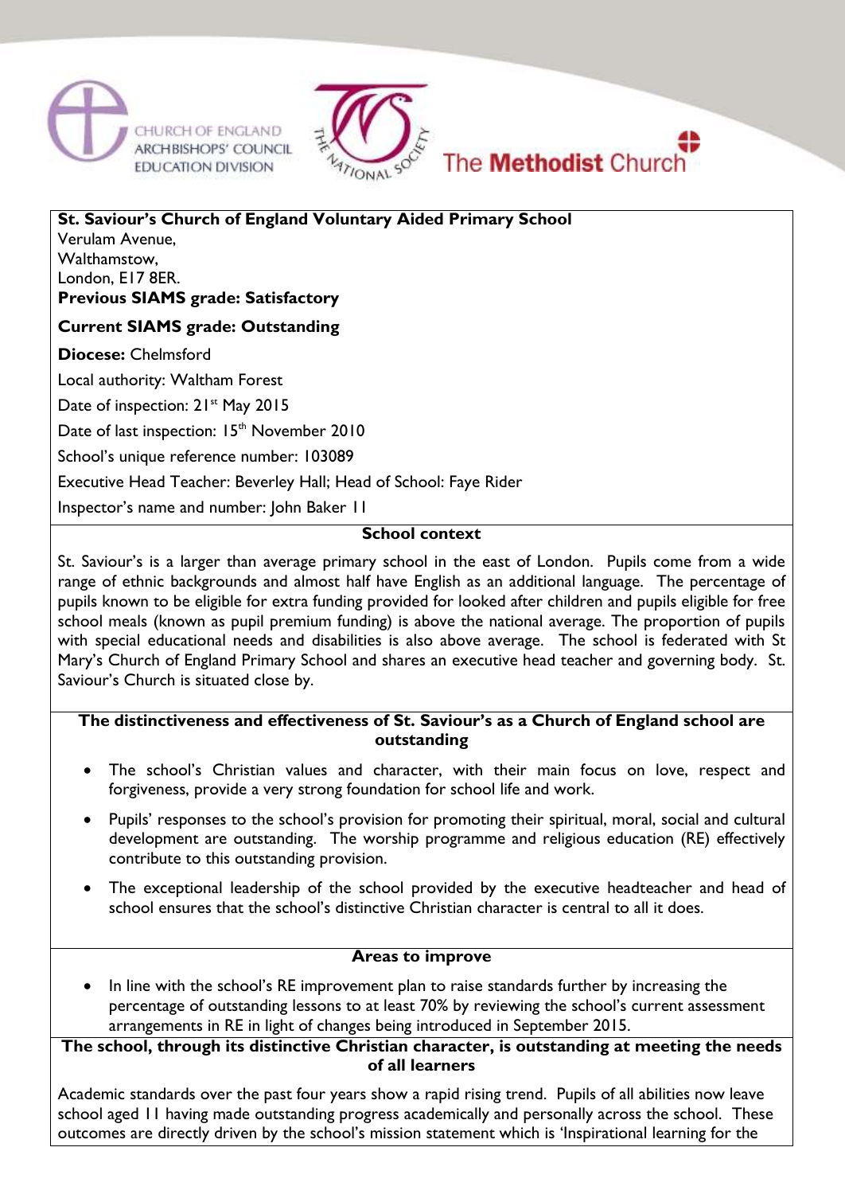Church of England Archbishops' Council Education Division — The National Society — The Methodist Church

**St. Saviour's Church of England Voluntary Aided Primary School**
Verulam Avenue,
Walthamstow,
London, E17 8ER.

**Previous SIAMS grade: Satisfactory**

**Current SIAMS grade: Outstanding**

**Diocese:** Chelmsford

Local authority: Waltham Forest

Date of inspection: 21st May 2015

Date of last inspection: 15th November 2010

School's unique reference number: 103089

Executive Head Teacher: Beverley Hall; Head of School: Faye Rider

Inspector's name and number: John Baker 11

## School context

St. Saviour's is a larger than average primary school in the east of London. Pupils come from a wide range of ethnic backgrounds and almost half have English as an additional language. The percentage of pupils known to be eligible for extra funding provided for looked after children and pupils eligible for free school meals (known as pupil premium funding) is above the national average. The proportion of pupils with special educational needs and disabilities is also above average. The school is federated with St Mary's Church of England Primary School and shares an executive head teacher and governing body. St. Saviour's Church is situated close by.

## The distinctiveness and effectiveness of St. Saviour's as a Church of England school are outstanding

- The school's Christian values and character, with their main focus on love, respect and forgiveness, provide a very strong foundation for school life and work.
- Pupils' responses to the school's provision for promoting their spiritual, moral, social and cultural development are outstanding. The worship programme and religious education (RE) effectively contribute to this outstanding provision.
- The exceptional leadership of the school provided by the executive headteacher and head of school ensures that the school's distinctive Christian character is central to all it does.

## Areas to improve

- In line with the school's RE improvement plan to raise standards further by increasing the percentage of outstanding lessons to at least 70% by reviewing the school's current assessment arrangements in RE in light of changes being introduced in September 2015.

## The school, through its distinctive Christian character, is outstanding at meeting the needs of all learners

Academic standards over the past four years show a rapid rising trend. Pupils of all abilities now leave school aged 11 having made outstanding progress academically and personally across the school. These outcomes are directly driven by the school's mission statement which is 'Inspirational learning for the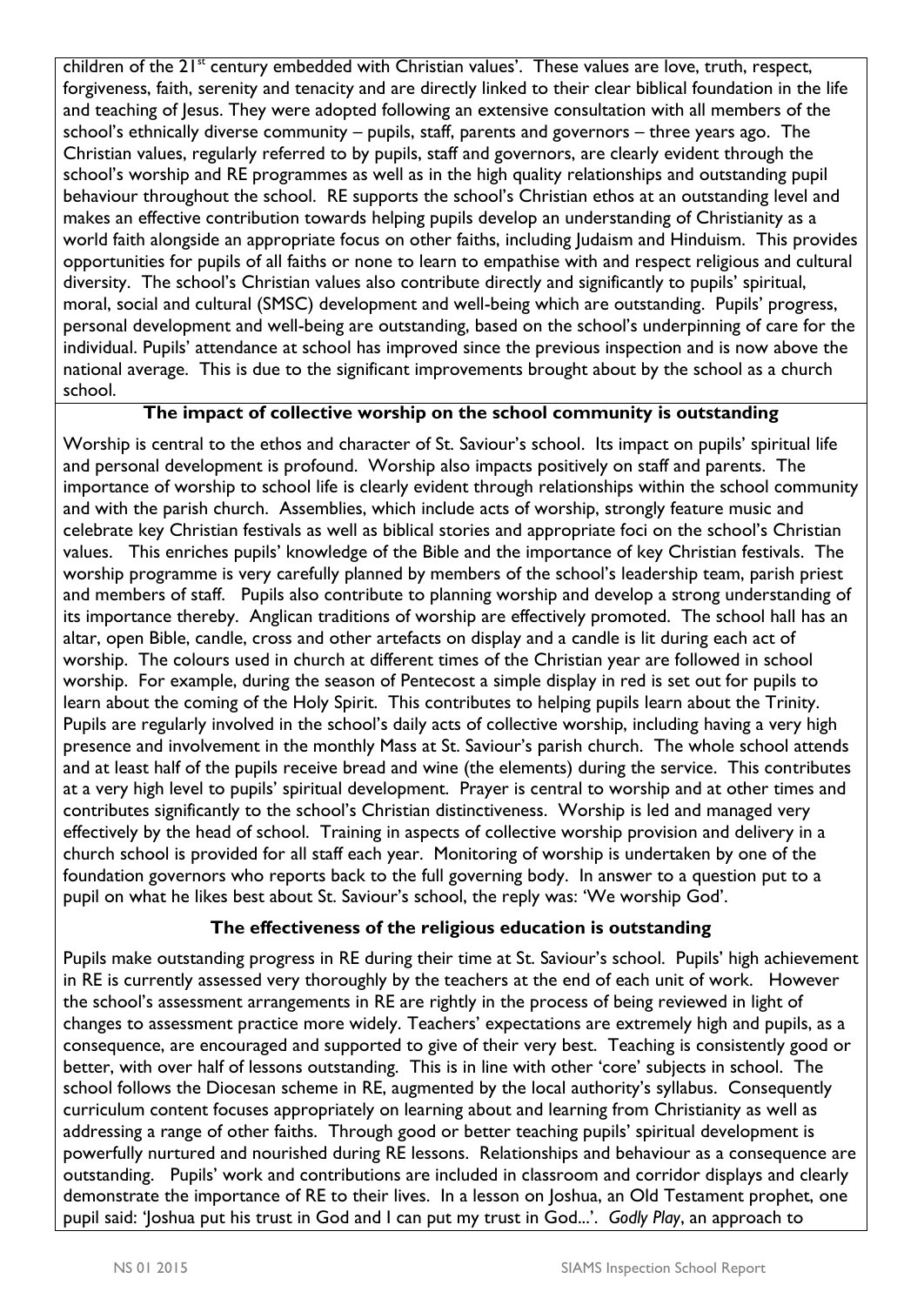children of the 21st century embedded with Christian values'. These values are love, truth, respect, forgiveness, faith, serenity and tenacity and are directly linked to their clear biblical foundation in the life and teaching of Jesus. They were adopted following an extensive consultation with all members of the school's ethnically diverse community – pupils, staff, parents and governors – three years ago. The Christian values, regularly referred to by pupils, staff and governors, are clearly evident through the school's worship and RE programmes as well as in the high quality relationships and outstanding pupil behaviour throughout the school. RE supports the school's Christian ethos at an outstanding level and makes an effective contribution towards helping pupils develop an understanding of Christianity as a world faith alongside an appropriate focus on other faiths, including Judaism and Hinduism. This provides opportunities for pupils of all faiths or none to learn to empathise with and respect religious and cultural diversity. The school's Christian values also contribute directly and significantly to pupils' spiritual, moral, social and cultural (SMSC) development and well-being which are outstanding. Pupils' progress, personal development and well-being are outstanding, based on the school's underpinning of care for the individual. Pupils' attendance at school has improved since the previous inspection and is now above the national average. This is due to the significant improvements brought about by the school as a church school.

**The impact of collective worship on the school community is outstanding**

Worship is central to the ethos and character of St. Saviour's school. Its impact on pupils' spiritual life and personal development is profound. Worship also impacts positively on staff and parents. The importance of worship to school life is clearly evident through relationships within the school community and with the parish church. Assemblies, which include acts of worship, strongly feature music and celebrate key Christian festivals as well as biblical stories and appropriate foci on the school's Christian values. This enriches pupils' knowledge of the Bible and the importance of key Christian festivals. The worship programme is very carefully planned by members of the school's leadership team, parish priest and members of staff. Pupils also contribute to planning worship and develop a strong understanding of its importance thereby. Anglican traditions of worship are effectively promoted. The school hall has an altar, open Bible, candle, cross and other artefacts on display and a candle is lit during each act of worship. The colours used in church at different times of the Christian year are followed in school worship. For example, during the season of Pentecost a simple display in red is set out for pupils to learn about the coming of the Holy Spirit. This contributes to helping pupils learn about the Trinity. Pupils are regularly involved in the school's daily acts of collective worship, including having a very high presence and involvement in the monthly Mass at St. Saviour's parish church. The whole school attends and at least half of the pupils receive bread and wine (the elements) during the service. This contributes at a very high level to pupils' spiritual development. Prayer is central to worship and at other times and contributes significantly to the school's Christian distinctiveness. Worship is led and managed very effectively by the head of school. Training in aspects of collective worship provision and delivery in a church school is provided for all staff each year. Monitoring of worship is undertaken by one of the foundation governors who reports back to the full governing body. In answer to a question put to a pupil on what he likes best about St. Saviour's school, the reply was: 'We worship God'.

**The effectiveness of the religious education is outstanding**

Pupils make outstanding progress in RE during their time at St. Saviour's school. Pupils' high achievement in RE is currently assessed very thoroughly by the teachers at the end of each unit of work. However the school's assessment arrangements in RE are rightly in the process of being reviewed in light of changes to assessment practice more widely. Teachers' expectations are extremely high and pupils, as a consequence, are encouraged and supported to give of their very best. Teaching is consistently good or better, with over half of lessons outstanding. This is in line with other 'core' subjects in school. The school follows the Diocesan scheme in RE, augmented by the local authority's syllabus. Consequently curriculum content focuses appropriately on learning about and learning from Christianity as well as addressing a range of other faiths. Through good or better teaching pupils' spiritual development is powerfully nurtured and nourished during RE lessons. Relationships and behaviour as a consequence are outstanding. Pupils' work and contributions are included in classroom and corridor displays and clearly demonstrate the importance of RE to their lives. In a lesson on Joshua, an Old Testament prophet, one pupil said: 'Joshua put his trust in God and I can put my trust in God...'. *Godly Play*, an approach to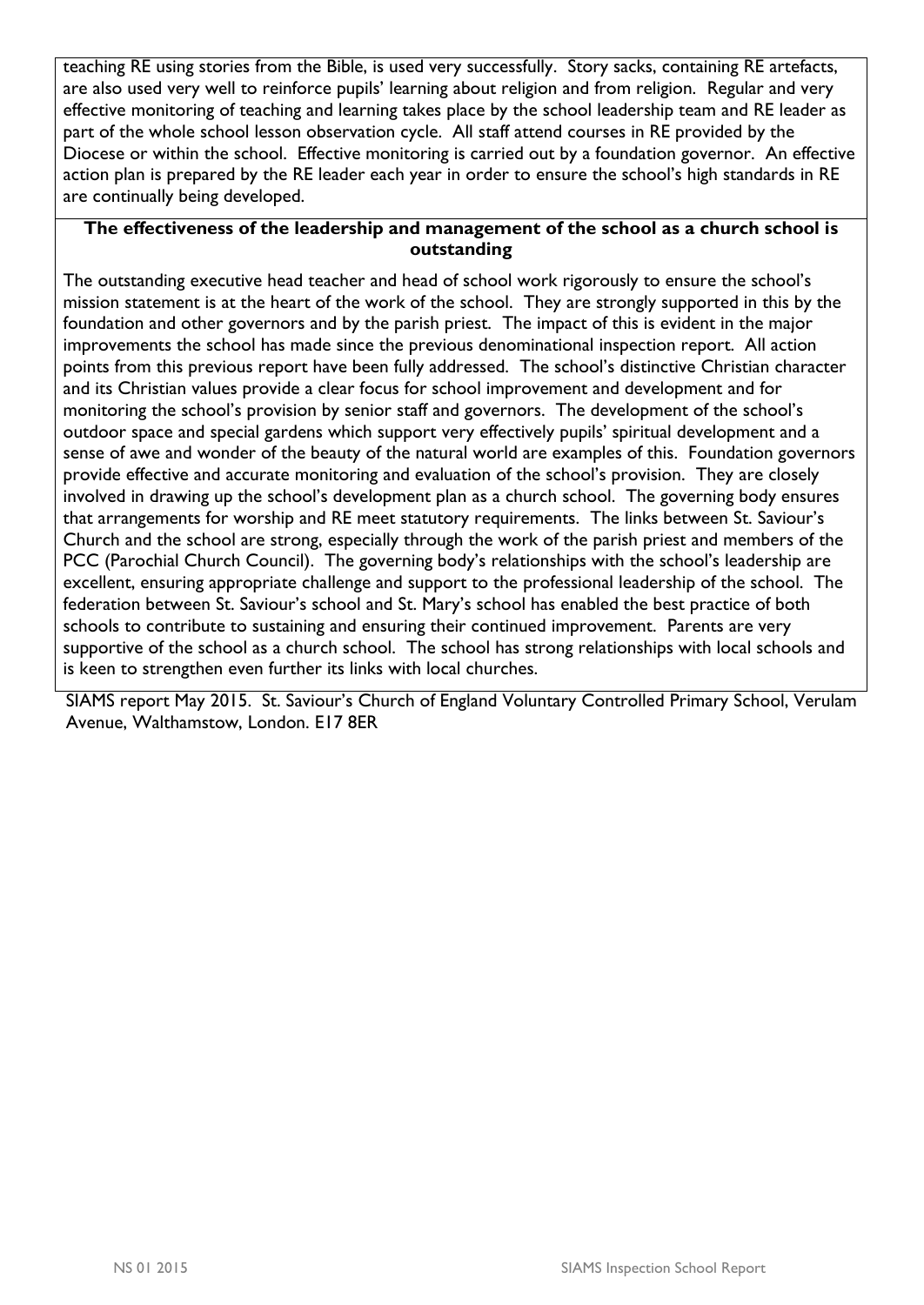teaching RE using stories from the Bible, is used very successfully. Story sacks, containing RE artefacts, are also used very well to reinforce pupils' learning about religion and from religion. Regular and very effective monitoring of teaching and learning takes place by the school leadership team and RE leader as part of the whole school lesson observation cycle. All staff attend courses in RE provided by the Diocese or within the school. Effective monitoring is carried out by a foundation governor. An effective action plan is prepared by the RE leader each year in order to ensure the school's high standards in RE are continually being developed.

**The effectiveness of the leadership and management of the school as a church school is outstanding**

The outstanding executive head teacher and head of school work rigorously to ensure the school's mission statement is at the heart of the work of the school. They are strongly supported in this by the foundation and other governors and by the parish priest. The impact of this is evident in the major improvements the school has made since the previous denominational inspection report. All action points from this previous report have been fully addressed. The school's distinctive Christian character and its Christian values provide a clear focus for school improvement and development and for monitoring the school's provision by senior staff and governors. The development of the school's outdoor space and special gardens which support very effectively pupils' spiritual development and a sense of awe and wonder of the beauty of the natural world are examples of this. Foundation governors provide effective and accurate monitoring and evaluation of the school's provision. They are closely involved in drawing up the school's development plan as a church school. The governing body ensures that arrangements for worship and RE meet statutory requirements. The links between St. Saviour's Church and the school are strong, especially through the work of the parish priest and members of the PCC (Parochial Church Council). The governing body's relationships with the school's leadership are excellent, ensuring appropriate challenge and support to the professional leadership of the school. The federation between St. Saviour's school and St. Mary's school has enabled the best practice of both schools to contribute to sustaining and ensuring their continued improvement. Parents are very supportive of the school as a church school. The school has strong relationships with local schools and is keen to strengthen even further its links with local churches.

SIAMS report May 2015. St. Saviour's Church of England Voluntary Controlled Primary School, Verulam Avenue, Walthamstow, London. E17 8ER